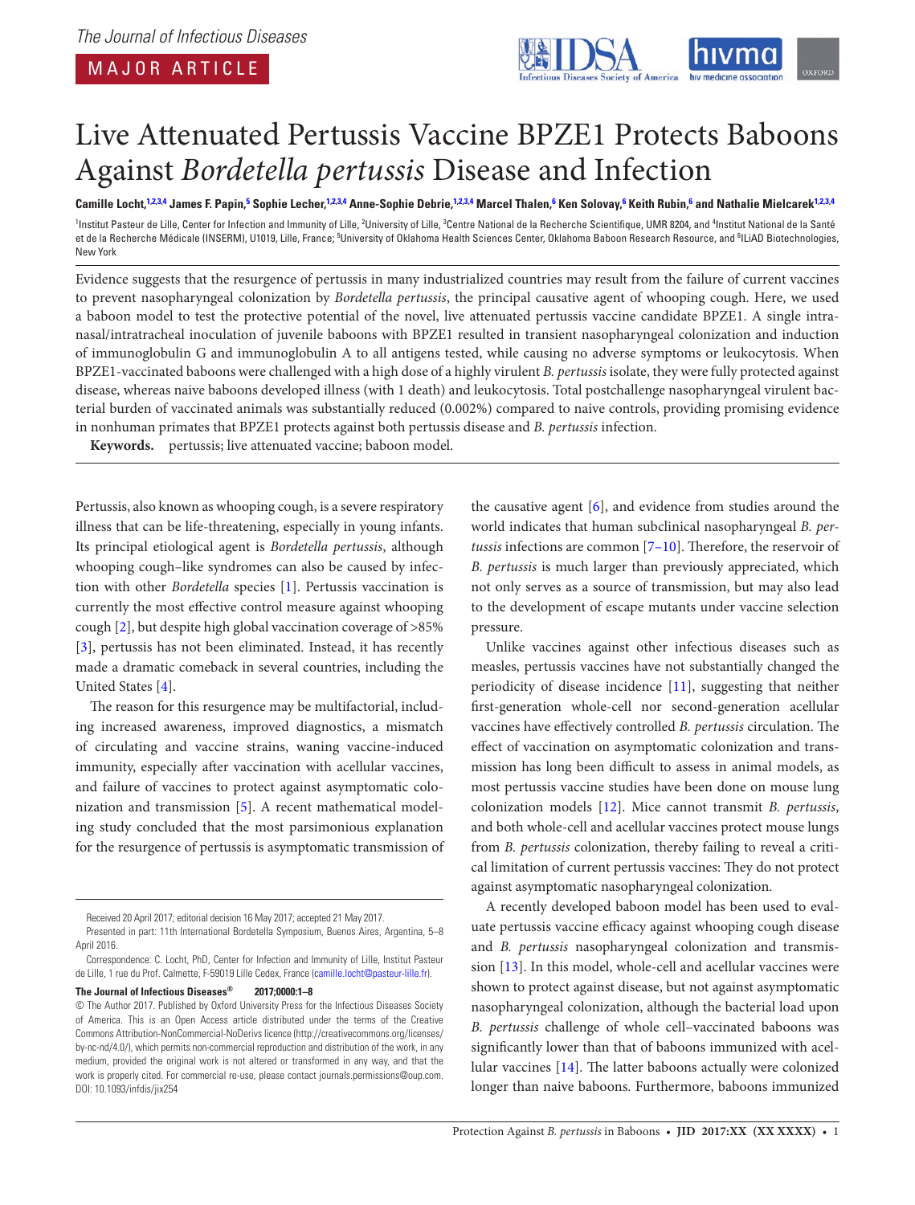MAJOR ARTICLE

# Live Attenuated Pertussis Vaccine BPZE1 Protects Baboons Against *Bordetella pertussis* Disease and Infection

**Camille Locht,[1,2,3,4] James F. Papin,[5] Sophie Lecher,[1,2,3,4] Anne-Sophie Debrie,[1,2,3,4] Marcel Thalen,[6] Ken Solovay,[6] Keith Rubin,[6] and Nathalie Mielcarek[1,2,3,4]**

[1]Institut Pasteur de Lille, Center for Infection and Immunity of Lille, [2]University of Lille, [3]Centre National de la Recherche Scientifique, UMR 8204, and [4]Institut National de la Santé et de la Recherche Médicale (INSERM), U1019, Lille, France; [5]University of Oklahoma Health Sciences Center, Oklahoma Baboon Research Resource, and [6]ILiAD Biotechnologies, New York

Evidence suggests that the resurgence of pertussis in many industrialized countries may result from the failure of current vaccines to prevent nasopharyngeal colonization by *Bordetella pertussis*, the principal causative agent of whooping cough. Here, we used a baboon model to test the protective potential of the novel, live attenuated pertussis vaccine candidate BPZE1. A single intranasal/intratracheal inoculation of juvenile baboons with BPZE1 resulted in transient nasopharyngeal colonization and induction of immunoglobulin G and immunoglobulin A to all antigens tested, while causing no adverse symptoms or leukocytosis. When BPZE1-vaccinated baboons were challenged with a high dose of a highly virulent *B. pertussis* isolate, they were fully protected against disease, whereas naive baboons developed illness (with 1 death) and leukocytosis. Total postchallenge nasopharyngeal virulent bacterial burden of vaccinated animals was substantially reduced (0.002%) compared to naive controls, providing promising evidence in nonhuman primates that BPZE1 protects against both pertussis disease and *B. pertussis* infection.

**Keywords.** pertussis; live attenuated vaccine; baboon model.

Pertussis, also known as whooping cough, is a severe respiratory illness that can be life-threatening, especially in young infants. Its principal etiological agent is *Bordetella pertussis*, although whooping cough–like syndromes can also be caused by infection with other *Bordetella* species [1]. Pertussis vaccination is currently the most effective control measure against whooping cough [2], but despite high global vaccination coverage of >85% [3], pertussis has not been eliminated. Instead, it has recently made a dramatic comeback in several countries, including the United States [4].

The reason for this resurgence may be multifactorial, including increased awareness, improved diagnostics, a mismatch of circulating and vaccine strains, waning vaccine-induced immunity, especially after vaccination with acellular vaccines, and failure of vaccines to protect against asymptomatic colonization and transmission [5]. A recent mathematical modeling study concluded that the most parsimonious explanation for the resurgence of pertussis is asymptomatic transmission of the causative agent [6], and evidence from studies around the world indicates that human subclinical nasopharyngeal *B. pertussis* infections are common [7–10]. Therefore, the reservoir of *B. pertussis* is much larger than previously appreciated, which not only serves as a source of transmission, but may also lead to the development of escape mutants under vaccine selection pressure.

Unlike vaccines against other infectious diseases such as measles, pertussis vaccines have not substantially changed the periodicity of disease incidence [11], suggesting that neither first-generation whole-cell nor second-generation acellular vaccines have effectively controlled *B. pertussis* circulation. The effect of vaccination on asymptomatic colonization and transmission has long been difficult to assess in animal models, as most pertussis vaccine studies have been done on mouse lung colonization models [12]. Mice cannot transmit *B. pertussis*, and both whole-cell and acellular vaccines protect mouse lungs from *B. pertussis* colonization, thereby failing to reveal a critical limitation of current pertussis vaccines: They do not protect against asymptomatic nasopharyngeal colonization.

A recently developed baboon model has been used to evaluate pertussis vaccine efficacy against whooping cough disease and *B. pertussis* nasopharyngeal colonization and transmission [13]. In this model, whole-cell and acellular vaccines were shown to protect against disease, but not against asymptomatic nasopharyngeal colonization, although the bacterial load upon *B. pertussis* challenge of whole cell–vaccinated baboons was significantly lower than that of baboons immunized with acellular vaccines [14]. The latter baboons actually were colonized longer than naive baboons. Furthermore, baboons immunized

Received 20 April 2017; editorial decision 16 May 2017; accepted 21 May 2017.

Presented in part: 11th International Bordetella Symposium, Buenos Aires, Argentina, 5–8 April 2016.

Correspondence: C. Locht, PhD, Center for Infection and Immunity of Lille, Institut Pasteur de Lille, 1 rue du Prof. Calmette, F-59019 Lille Cedex, France (camille.locht@pasteur-lille.fr).

**The Journal of Infectious Diseases® 2017;0000:1–8**

© The Author 2017. Published by Oxford University Press for the Infectious Diseases Society of America. This is an Open Access article distributed under the terms of the Creative Commons Attribution-NonCommercial-NoDerivs licence (http://creativecommons.org/licenses/by-nc-nd/4.0/), which permits non-commercial reproduction and distribution of the work, in any medium, provided the original work is not altered or transformed in any way, and that the work is properly cited. For commercial re-use, please contact journals.permissions@oup.com. DOI: 10.1093/infdis/jix254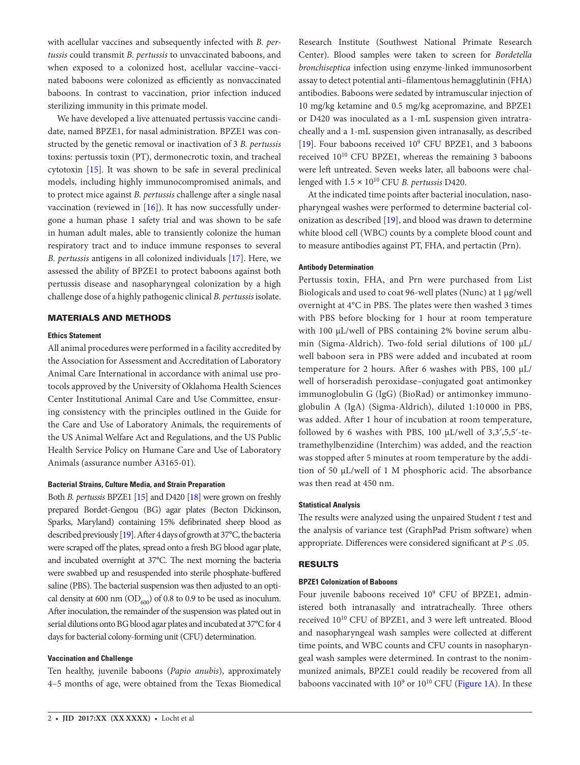with acellular vaccines and subsequently infected with *B. pertussis* could transmit *B. pertussis* to unvaccinated baboons, and when exposed to a colonized host, acellular vaccine–vaccinated baboons were colonized as efficiently as nonvaccinated baboons. In contrast to vaccination, prior infection induced sterilizing immunity in this primate model.

We have developed a live attenuated pertussis vaccine candidate, named BPZE1, for nasal administration. BPZE1 was constructed by the genetic removal or inactivation of 3 *B. pertussis* toxins: pertussis toxin (PT), dermonecrotic toxin, and tracheal cytotoxin [15]. It was shown to be safe in several preclinical models, including highly immunocompromised animals, and to protect mice against *B. pertussis* challenge after a single nasal vaccination (reviewed in [16]). It has now successfully undergone a human phase 1 safety trial and was shown to be safe in human adult males, able to transiently colonize the human respiratory tract and to induce immune responses to several *B. pertussis* antigens in all colonized individuals [17]. Here, we assessed the ability of BPZE1 to protect baboons against both pertussis disease and nasopharyngeal colonization by a high challenge dose of a highly pathogenic clinical *B. pertussis* isolate.

## MATERIALS AND METHODS

### Ethics Statement

All animal procedures were performed in a facility accredited by the Association for Assessment and Accreditation of Laboratory Animal Care International in accordance with animal use protocols approved by the University of Oklahoma Health Sciences Center Institutional Animal Care and Use Committee, ensuring consistency with the principles outlined in the Guide for the Care and Use of Laboratory Animals, the requirements of the US Animal Welfare Act and Regulations, and the US Public Health Service Policy on Humane Care and Use of Laboratory Animals (assurance number A3165-01).

### Bacterial Strains, Culture Media, and Strain Preparation

Both *B. pertussis* BPZE1 [15] and D420 [18] were grown on freshly prepared Bordet-Gengou (BG) agar plates (Becton Dickinson, Sparks, Maryland) containing 15% defibrinated sheep blood as described previously [19]. After 4 days of growth at 37°C, the bacteria were scraped off the plates, spread onto a fresh BG blood agar plate, and incubated overnight at 37°C. The next morning the bacteria were swabbed up and resuspended into sterile phosphate-buffered saline (PBS). The bacterial suspension was then adjusted to an optical density at 600 nm ($OD_{600}$) of 0.8 to 0.9 to be used as inoculum. After inoculation, the remainder of the suspension was plated out in serial dilutions onto BG blood agar plates and incubated at 37°C for 4 days for bacterial colony-forming unit (CFU) determination.

### Vaccination and Challenge

Ten healthy, juvenile baboons (*Papio anubis*), approximately 4–5 months of age, were obtained from the Texas Biomedical Research Institute (Southwest National Primate Research Center). Blood samples were taken to screen for *Bordetella bronchiseptica* infection using enzyme-linked immunosorbent assay to detect potential anti–filamentous hemagglutinin (FHA) antibodies. Baboons were sedated by intramuscular injection of 10 mg/kg ketamine and 0.5 mg/kg acepromazine, and BPZE1 or D420 was inoculated as a 1-mL suspension given intratracheally and a 1-mL suspension given intranasally, as described [19]. Four baboons received $10^9$ CFU BPZE1, and 3 baboons received $10^{10}$ CFU BPZE1, whereas the remaining 3 baboons were left untreated. Seven weeks later, all baboons were challenged with $1.5 \times 10^{10}$ CFU *B. pertussis* D420.

At the indicated time points after bacterial inoculation, nasopharyngeal washes were performed to determine bacterial colonization as described [19], and blood was drawn to determine white blood cell (WBC) counts by a complete blood count and to measure antibodies against PT, FHA, and pertactin (Prn).

### Antibody Determination

Pertussis toxin, FHA, and Prn were purchased from List Biologicals and used to coat 96-well plates (Nunc) at 1 µg/well overnight at 4°C in PBS. The plates were then washed 3 times with PBS before blocking for 1 hour at room temperature with 100 µL/well of PBS containing 2% bovine serum albumin (Sigma-Aldrich). Two-fold serial dilutions of 100 µL/well baboon sera in PBS were added and incubated at room temperature for 2 hours. After 6 washes with PBS, 100 µL/well of horseradish peroxidase–conjugated goat antimonkey immunoglobulin G (IgG) (BioRad) or antimonkey immunoglobulin A (IgA) (Sigma-Aldrich), diluted 1:10 000 in PBS, was added. After 1 hour of incubation at room temperature, followed by 6 washes with PBS, 100 µL/well of 3,3′,5,5′-tetramethylbenzidine (Interchim) was added, and the reaction was stopped after 5 minutes at room temperature by the addition of 50 µL/well of 1 M phosphoric acid. The absorbance was then read at 450 nm.

### Statistical Analysis

The results were analyzed using the unpaired Student *t* test and the analysis of variance test (GraphPad Prism software) when appropriate. Differences were considered significant at $P \leq .05$.

## RESULTS

### BPZE1 Colonization of Baboons

Four juvenile baboons received $10^9$ CFU of BPZE1, administered both intranasally and intratracheally. Three others received $10^{10}$ CFU of BPZE1, and 3 were left untreated. Blood and nasopharyngeal wash samples were collected at different time points, and WBC counts and CFU counts in nasopharyngeal wash samples were determined. In contrast to the nonimmunized animals, BPZE1 could readily be recovered from all baboons vaccinated with $10^9$ or $10^{10}$ CFU (Figure 1A). In these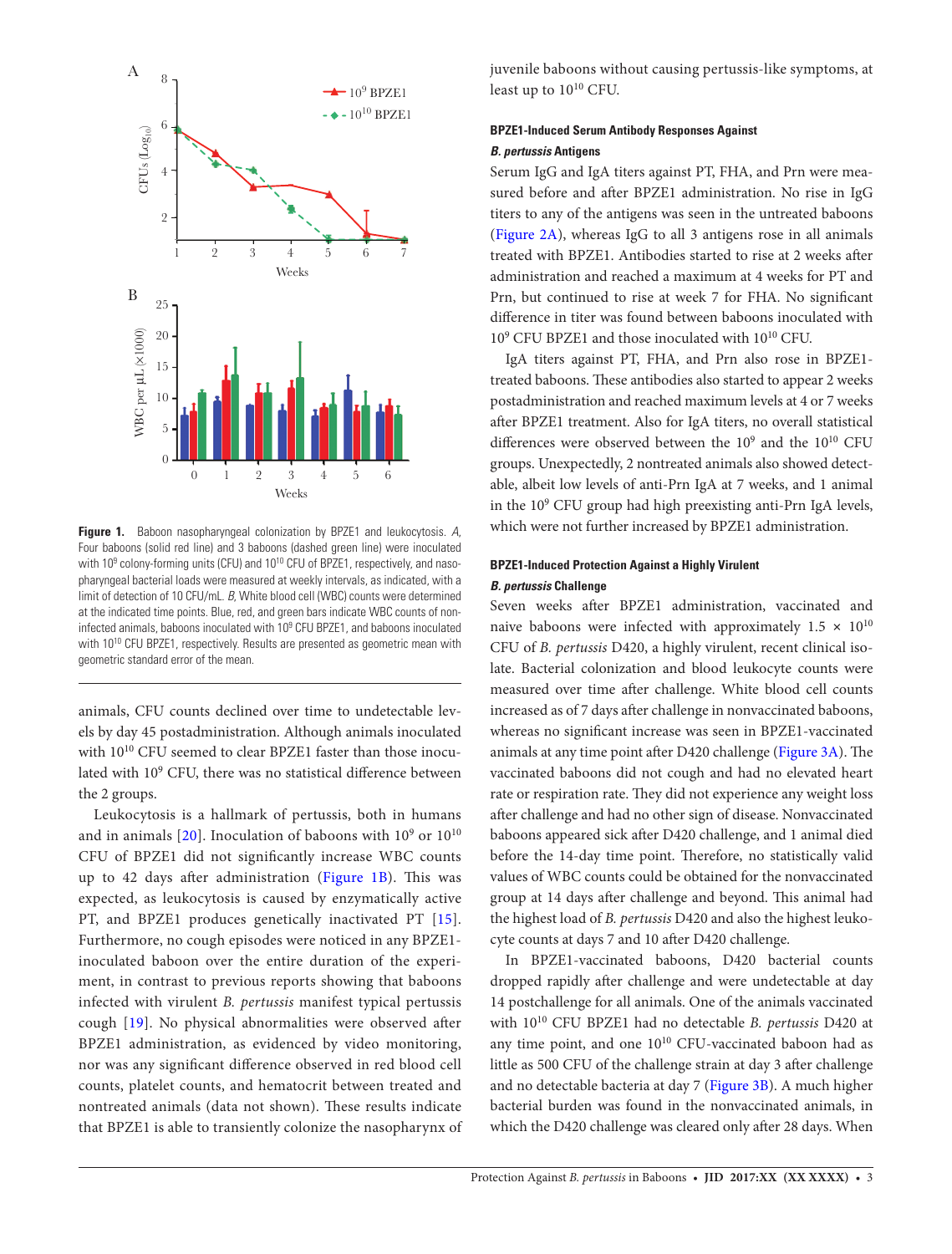Figure 1. Baboon nasopharyngeal colonization by BPZE1 and leukocytosis. *A*, Four baboons (solid red line) and 3 baboons (dashed green line) were inoculated with $10^9$ colony-forming units (CFU) and $10^{10}$ CFU of BPZE1, respectively, and nasopharyngeal bacterial loads were measured at weekly intervals, as indicated, with a limit of detection of 10 CFU/mL. *B*, White blood cell (WBC) counts were determined at the indicated time points. Blue, red, and green bars indicate WBC counts of noninfected animals, baboons inoculated with $10^9$ CFU BPZE1, and baboons inoculated with $10^{10}$ CFU BPZE1, respectively. Results are presented as geometric mean with geometric standard error of the mean.

animals, CFU counts declined over time to undetectable levels by day 45 postadministration. Although animals inoculated with $10^{10}$ CFU seemed to clear BPZE1 faster than those inoculated with $10^9$ CFU, there was no statistical difference between the 2 groups.

Leukocytosis is a hallmark of pertussis, both in humans and in animals [20]. Inoculation of baboons with $10^9$ or $10^{10}$ CFU of BPZE1 did not significantly increase WBC counts up to 42 days after administration (Figure 1B). This was expected, as leukocytosis is caused by enzymatically active PT, and BPZE1 produces genetically inactivated PT [15]. Furthermore, no cough episodes were noticed in any BPZE1-inoculated baboon over the entire duration of the experiment, in contrast to previous reports showing that baboons infected with virulent *B. pertussis* manifest typical pertussis cough [19]. No physical abnormalities were observed after BPZE1 administration, as evidenced by video monitoring, nor was any significant difference observed in red blood cell counts, platelet counts, and hematocrit between treated and nontreated animals (data not shown). These results indicate that BPZE1 is able to transiently colonize the nasopharynx of juvenile baboons without causing pertussis-like symptoms, at least up to $10^{10}$ CFU.

### BPZE1-Induced Serum Antibody Responses Against *B. pertussis* Antigens

Serum IgG and IgA titers against PT, FHA, and Prn were measured before and after BPZE1 administration. No rise in IgG titers to any of the antigens was seen in the untreated baboons (Figure 2A), whereas IgG to all 3 antigens rose in all animals treated with BPZE1. Antibodies started to rise at 2 weeks after administration and reached a maximum at 4 weeks for PT and Prn, but continued to rise at week 7 for FHA. No significant difference in titer was found between baboons inoculated with $10^9$ CFU BPZE1 and those inoculated with $10^{10}$ CFU.

IgA titers against PT, FHA, and Prn also rose in BPZE1-treated baboons. These antibodies also started to appear 2 weeks postadministration and reached maximum levels at 4 or 7 weeks after BPZE1 treatment. Also for IgA titers, no overall statistical differences were observed between the $10^9$ and the $10^{10}$ CFU groups. Unexpectedly, 2 nontreated animals also showed detectable, albeit low levels of anti-Prn IgA at 7 weeks, and 1 animal in the $10^9$ CFU group had high preexisting anti-Prn IgA levels, which were not further increased by BPZE1 administration.

### BPZE1-Induced Protection Against a Highly Virulent *B. pertussis* Challenge

Seven weeks after BPZE1 administration, vaccinated and naive baboons were infected with approximately $1.5 \times 10^{10}$ CFU of *B. pertussis* D420, a highly virulent, recent clinical isolate. Bacterial colonization and blood leukocyte counts were measured over time after challenge. White blood cell counts increased as of 7 days after challenge in nonvaccinated baboons, whereas no significant increase was seen in BPZE1-vaccinated animals at any time point after D420 challenge (Figure 3A). The vaccinated baboons did not cough and had no elevated heart rate or respiration rate. They did not experience any weight loss after challenge and had no other sign of disease. Nonvaccinated baboons appeared sick after D420 challenge, and 1 animal died before the 14-day time point. Therefore, no statistically valid values of WBC counts could be obtained for the nonvaccinated group at 14 days after challenge and beyond. This animal had the highest load of *B. pertussis* D420 and also the highest leukocyte counts at days 7 and 10 after D420 challenge.

In BPZE1-vaccinated baboons, D420 bacterial counts dropped rapidly after challenge and were undetectable at day 14 postchallenge for all animals. One of the animals vaccinated with $10^{10}$ CFU BPZE1 had no detectable *B. pertussis* D420 at any time point, and one $10^{10}$ CFU-vaccinated baboon had as little as 500 CFU of the challenge strain at day 3 after challenge and no detectable bacteria at day 7 (Figure 3B). A much higher bacterial burden was found in the nonvaccinated animals, in which the D420 challenge was cleared only after 28 days. When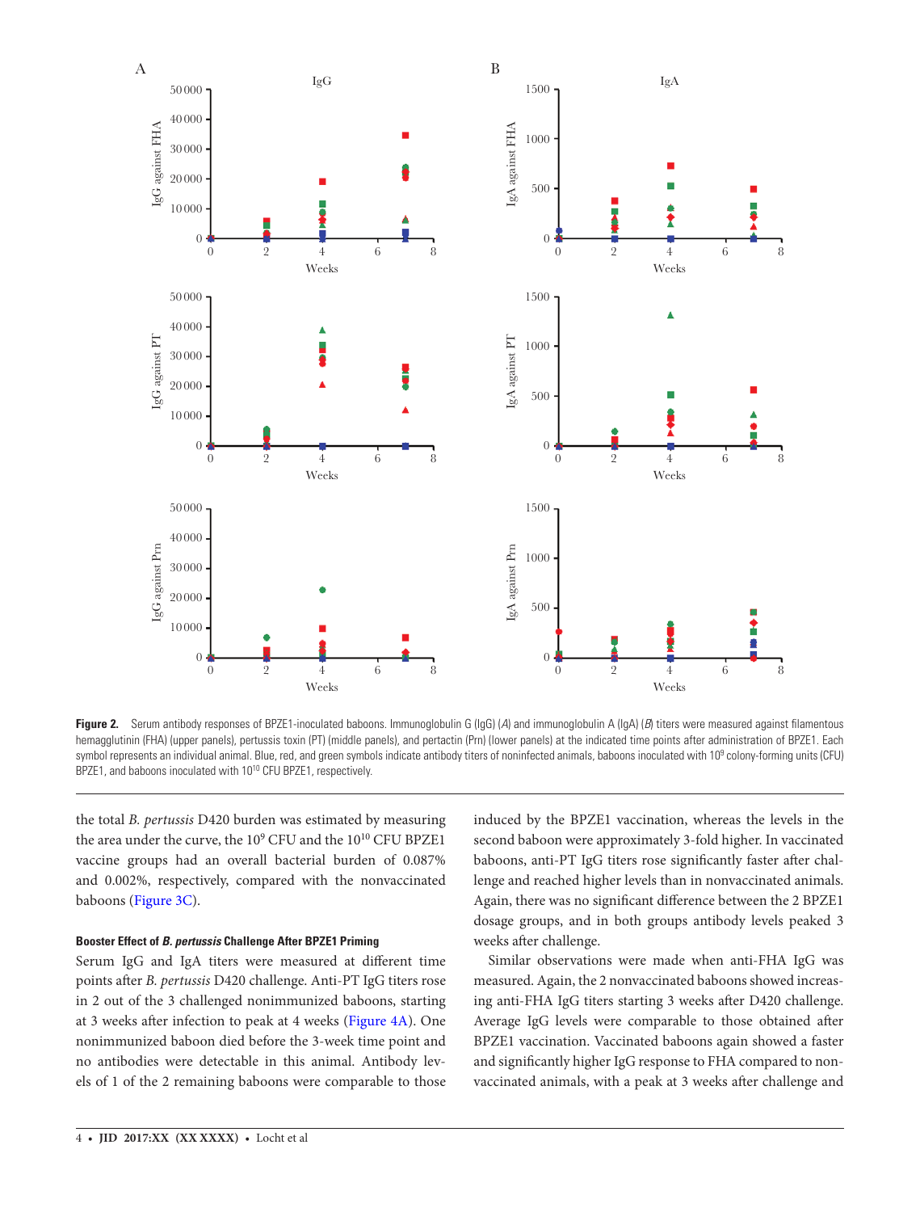**Figure 2.** Serum antibody responses of BPZE1-inoculated baboons. Immunoglobulin G (IgG) (*A*) and immunoglobulin A (IgA) (*B*) titers were measured against filamentous hemagglutinin (FHA) (upper panels), pertussis toxin (PT) (middle panels), and pertactin (Prn) (lower panels) at the indicated time points after administration of BPZE1. Each symbol represents an individual animal. Blue, red, and green symbols indicate antibody titers of noninfected animals, baboons inoculated with $10^9$ colony-forming units (CFU) BPZE1, and baboons inoculated with $10^{10}$ CFU BPZE1, respectively.

the total *B. pertussis* D420 burden was estimated by measuring the area under the curve, the $10^9$ CFU and the $10^{10}$ CFU BPZE1 vaccine groups had an overall bacterial burden of 0.087% and 0.002%, respectively, compared with the nonvaccinated baboons (Figure 3C).

### Booster Effect of *B. pertussis* Challenge After BPZE1 Priming

Serum IgG and IgA titers were measured at different time points after *B. pertussis* D420 challenge. Anti-PT IgG titers rose in 2 out of the 3 challenged nonimmunized baboons, starting at 3 weeks after infection to peak at 4 weeks (Figure 4A). One nonimmunized baboon died before the 3-week time point and no antibodies were detectable in this animal. Antibody levels of 1 of the 2 remaining baboons were comparable to those induced by the BPZE1 vaccination, whereas the levels in the second baboon were approximately 3-fold higher. In vaccinated baboons, anti-PT IgG titers rose significantly faster after challenge and reached higher levels than in nonvaccinated animals. Again, there was no significant difference between the 2 BPZE1 dosage groups, and in both groups antibody levels peaked 3 weeks after challenge.

Similar observations were made when anti-FHA IgG was measured. Again, the 2 nonvaccinated baboons showed increasing anti-FHA IgG titers starting 3 weeks after D420 challenge. Average IgG levels were comparable to those obtained after BPZE1 vaccination. Vaccinated baboons again showed a faster and significantly higher IgG response to FHA compared to nonvaccinated animals, with a peak at 3 weeks after challenge and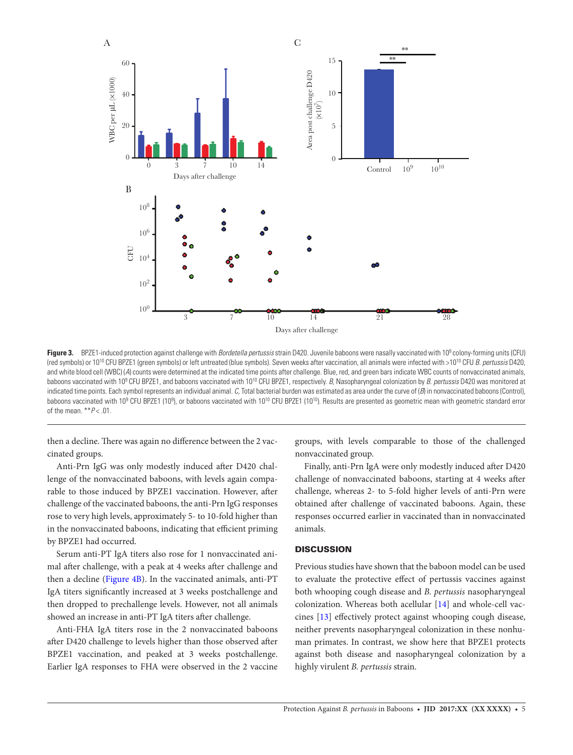**Figure 3.** BPZE1-induced protection against challenge with *Bordetella pertussis* strain D420. Juvenile baboons were nasally vaccinated with $10^9$ colony-forming units (CFU) (red symbols) or $10^{10}$ CFU BPZE1 (green symbols) or left untreated (blue symbols). Seven weeks after vaccination, all animals were infected with $>10^{10}$ CFU *B. pertussis* D420, and white blood cell (WBC) counts were determined at the indicated time points after challenge. Blue, red, and green bars indicate WBC counts of nonvaccinated animals, baboons vaccinated with $10^9$ CFU BPZE1, and baboons vaccinated with $10^{10}$ CFU BPZE1, respectively. *B*, Nasopharyngeal colonization by *B. pertussis* D420 was monitored at indicated time points. Each symbol represents an individual animal. *C*, Total bacterial burden was estimated as area under the curve of (*B*) in nonvaccinated baboons (Control), baboons vaccinated with $10^9$ CFU BPZE1 ($10^9$), or baboons vaccinated with $10^{10}$ CFU BPZE1 ($10^{10}$). Results are presented as geometric mean with geometric standard error of the mean. $^{**}P < .01$.

then a decline. There was again no difference between the 2 vaccinated groups.

Anti-Prn IgG was only modestly induced after D420 challenge of the nonvaccinated baboons, with levels again comparable to those induced by BPZE1 vaccination. However, after challenge of the vaccinated baboons, the anti-Prn IgG responses rose to very high levels, approximately 5- to 10-fold higher than in the nonvaccinated baboons, indicating that efficient priming by BPZE1 had occurred.

Serum anti-PT IgA titers also rose for 1 nonvaccinated animal after challenge, with a peak at 4 weeks after challenge and then a decline (Figure 4B). In the vaccinated animals, anti-PT IgA titers significantly increased at 3 weeks postchallenge and then dropped to prechallenge levels. However, not all animals showed an increase in anti-PT IgA titers after challenge.

Anti-FHA IgA titers rose in the 2 nonvaccinated baboons after D420 challenge to levels higher than those observed after BPZE1 vaccination, and peaked at 3 weeks postchallenge. Earlier IgA responses to FHA were observed in the 2 vaccine groups, with levels comparable to those of the challenged nonvaccinated group.

Finally, anti-Prn IgA were only modestly induced after D420 challenge of nonvaccinated baboons, starting at 4 weeks after challenge, whereas 2- to 5-fold higher levels of anti-Prn were obtained after challenge of vaccinated baboons. Again, these responses occurred earlier in vaccinated than in nonvaccinated animals.

## DISCUSSION

Previous studies have shown that the baboon model can be used to evaluate the protective effect of pertussis vaccines against both whooping cough disease and *B. pertussis* nasopharyngeal colonization. Whereas both acellular [14] and whole-cell vaccines [13] effectively protect against whooping cough disease, neither prevents nasopharyngeal colonization in these nonhuman primates. In contrast, we show here that BPZE1 protects against both disease and nasopharyngeal colonization by a highly virulent *B. pertussis* strain.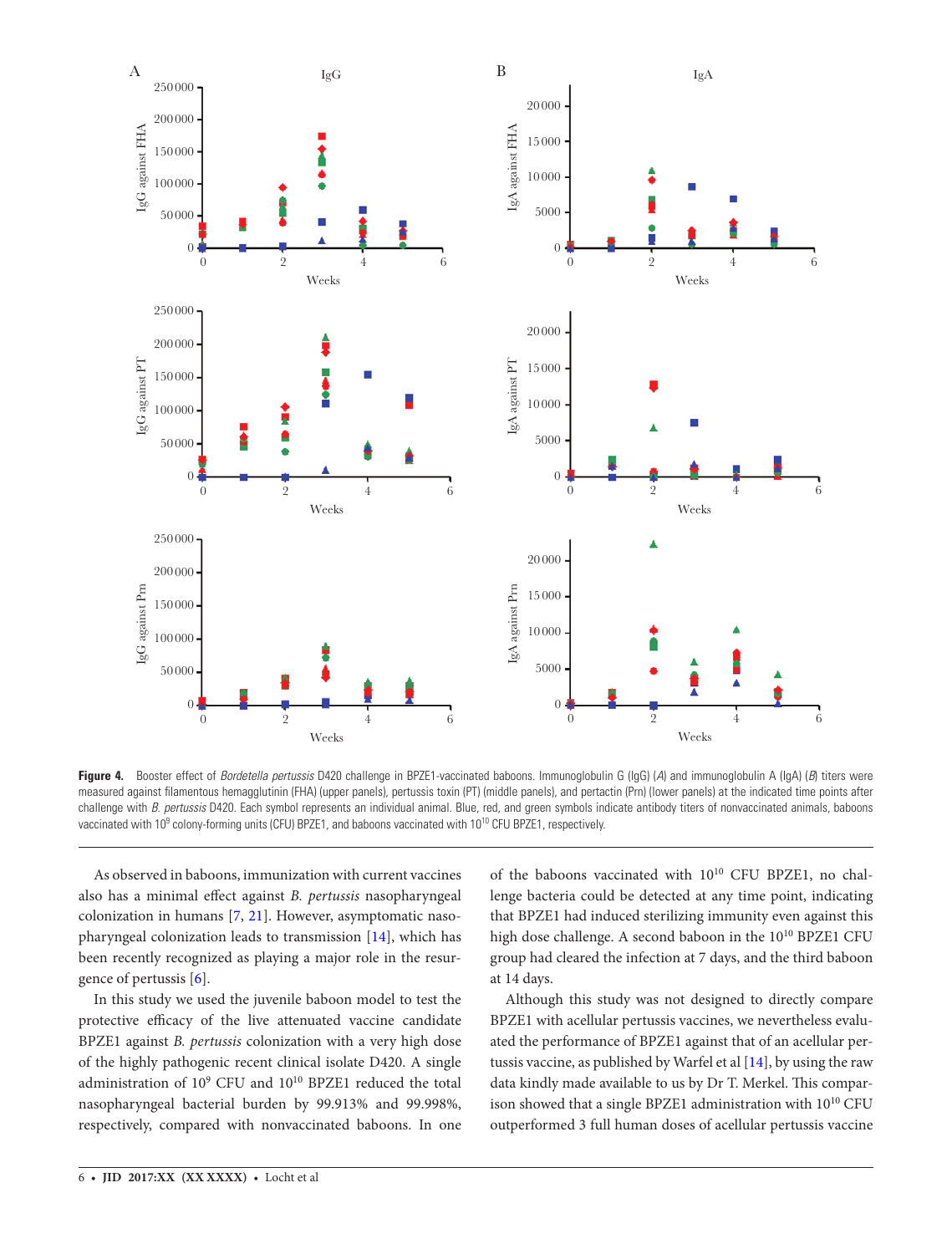**Figure 4.** Booster effect of *Bordetella pertussis* D420 challenge in BPZE1-vaccinated baboons. Immunoglobulin G (IgG) (*A*) and immunoglobulin A (IgA) (*B*) titers were measured against filamentous hemagglutinin (FHA) (upper panels), pertussis toxin (PT) (middle panels), and pertactin (Prn) (lower panels) at the indicated time points after challenge with *B. pertussis* D420. Each symbol represents an individual animal. Blue, red, and green symbols indicate antibody titers of nonvaccinated animals, baboons vaccinated with $10^9$ colony-forming units (CFU) BPZE1, and baboons vaccinated with $10^{10}$ CFU BPZE1, respectively.

As observed in baboons, immunization with current vaccines also has a minimal effect against *B. pertussis* nasopharyngeal colonization in humans [7, 21]. However, asymptomatic nasopharyngeal colonization leads to transmission [14], which has been recently recognized as playing a major role in the resurgence of pertussis [6].

In this study we used the juvenile baboon model to test the protective efficacy of the live attenuated vaccine candidate BPZE1 against *B. pertussis* colonization with a very high dose of the highly pathogenic recent clinical isolate D420. A single administration of $10^9$ CFU and $10^{10}$ BPZE1 reduced the total nasopharyngeal bacterial burden by 99.913% and 99.998%, respectively, compared with nonvaccinated baboons. In one of the baboons vaccinated with $10^{10}$ CFU BPZE1, no challenge bacteria could be detected at any time point, indicating that BPZE1 had induced sterilizing immunity even against this high dose challenge. A second baboon in the $10^{10}$ BPZE1 CFU group had cleared the infection at 7 days, and the third baboon at 14 days.

Although this study was not designed to directly compare BPZE1 with acellular pertussis vaccines, we nevertheless evaluated the performance of BPZE1 against that of an acellular pertussis vaccine, as published by Warfel et al [14], by using the raw data kindly made available to us by Dr T. Merkel. This comparison showed that a single BPZE1 administration with $10^{10}$ CFU outperformed 3 full human doses of acellular pertussis vaccine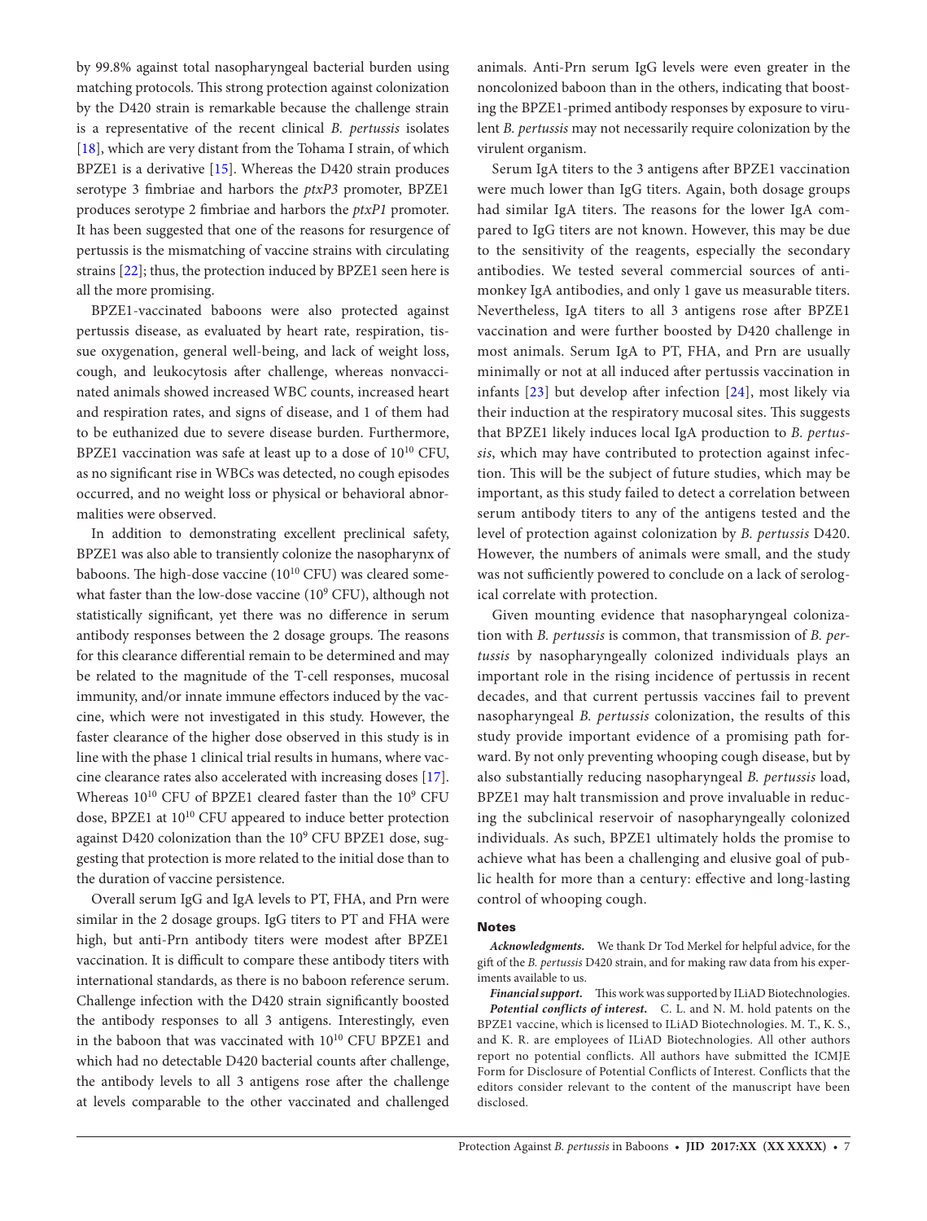by 99.8% against total nasopharyngeal bacterial burden using matching protocols. This strong protection against colonization by the D420 strain is remarkable because the challenge strain is a representative of the recent clinical *B. pertussis* isolates [18], which are very distant from the Tohama I strain, of which BPZE1 is a derivative [15]. Whereas the D420 strain produces serotype 3 fimbriae and harbors the *ptxP3* promoter, BPZE1 produces serotype 2 fimbriae and harbors the *ptxP1* promoter. It has been suggested that one of the reasons for resurgence of pertussis is the mismatching of vaccine strains with circulating strains [22]; thus, the protection induced by BPZE1 seen here is all the more promising.

BPZE1-vaccinated baboons were also protected against pertussis disease, as evaluated by heart rate, respiration, tissue oxygenation, general well-being, and lack of weight loss, cough, and leukocytosis after challenge, whereas nonvaccinated animals showed increased WBC counts, increased heart and respiration rates, and signs of disease, and 1 of them had to be euthanized due to severe disease burden. Furthermore, BPZE1 vaccination was safe at least up to a dose of $10^{10}$ CFU, as no significant rise in WBCs was detected, no cough episodes occurred, and no weight loss or physical or behavioral abnormalities were observed.

In addition to demonstrating excellent preclinical safety, BPZE1 was also able to transiently colonize the nasopharynx of baboons. The high-dose vaccine ($10^{10}$ CFU) was cleared somewhat faster than the low-dose vaccine ($10^{9}$ CFU), although not statistically significant, yet there was no difference in serum antibody responses between the 2 dosage groups. The reasons for this clearance differential remain to be determined and may be related to the magnitude of the T-cell responses, mucosal immunity, and/or innate immune effectors induced by the vaccine, which were not investigated in this study. However, the faster clearance of the higher dose observed in this study is in line with the phase 1 clinical trial results in humans, where vaccine clearance rates also accelerated with increasing doses [17]. Whereas $10^{10}$ CFU of BPZE1 cleared faster than the $10^{9}$ CFU dose, BPZE1 at $10^{10}$ CFU appeared to induce better protection against D420 colonization than the $10^{9}$ CFU BPZE1 dose, suggesting that protection is more related to the initial dose than to the duration of vaccine persistence.

Overall serum IgG and IgA levels to PT, FHA, and Prn were similar in the 2 dosage groups. IgG titers to PT and FHA were high, but anti-Prn antibody titers were modest after BPZE1 vaccination. It is difficult to compare these antibody titers with international standards, as there is no baboon reference serum. Challenge infection with the D420 strain significantly boosted the antibody responses to all 3 antigens. Interestingly, even in the baboon that was vaccinated with $10^{10}$ CFU BPZE1 and which had no detectable D420 bacterial counts after challenge, the antibody levels to all 3 antigens rose after the challenge at levels comparable to the other vaccinated and challenged animals. Anti-Prn serum IgG levels were even greater in the noncolonized baboon than in the others, indicating that boosting the BPZE1-primed antibody responses by exposure to virulent *B. pertussis* may not necessarily require colonization by the virulent organism.

Serum IgA titers to the 3 antigens after BPZE1 vaccination were much lower than IgG titers. Again, both dosage groups had similar IgA titers. The reasons for the lower IgA compared to IgG titers are not known. However, this may be due to the sensitivity of the reagents, especially the secondary antibodies. We tested several commercial sources of anti-monkey IgA antibodies, and only 1 gave us measurable titers. Nevertheless, IgA titers to all 3 antigens rose after BPZE1 vaccination and were further boosted by D420 challenge in most animals. Serum IgA to PT, FHA, and Prn are usually minimally or not at all induced after pertussis vaccination in infants [23] but develop after infection [24], most likely via their induction at the respiratory mucosal sites. This suggests that BPZE1 likely induces local IgA production to *B. pertussis*, which may have contributed to protection against infection. This will be the subject of future studies, which may be important, as this study failed to detect a correlation between serum antibody titers to any of the antigens tested and the level of protection against colonization by *B. pertussis* D420. However, the numbers of animals were small, and the study was not sufficiently powered to conclude on a lack of serological correlate with protection.

Given mounting evidence that nasopharyngeal colonization with *B. pertussis* is common, that transmission of *B. pertussis* by nasopharyngeally colonized individuals plays an important role in the rising incidence of pertussis in recent decades, and that current pertussis vaccines fail to prevent nasopharyngeal *B. pertussis* colonization, the results of this study provide important evidence of a promising path forward. By not only preventing whooping cough disease, but by also substantially reducing nasopharyngeal *B. pertussis* load, BPZE1 may halt transmission and prove invaluable in reducing the subclinical reservoir of nasopharyngeally colonized individuals. As such, BPZE1 ultimately holds the promise to achieve what has been a challenging and elusive goal of public health for more than a century: effective and long-lasting control of whooping cough.

## Notes

***Acknowledgments.*** We thank Dr Tod Merkel for helpful advice, for the gift of the *B. pertussis* D420 strain, and for making raw data from his experiments available to us.

***Financial support.*** This work was supported by ILiAD Biotechnologies.

***Potential conflicts of interest.*** C. L. and N. M. hold patents on the BPZE1 vaccine, which is licensed to ILiAD Biotechnologies. M. T., K. S., and K. R. are employees of ILiAD Biotechnologies. All other authors report no potential conflicts. All authors have submitted the ICMJE Form for Disclosure of Potential Conflicts of Interest. Conflicts that the editors consider relevant to the content of the manuscript have been disclosed.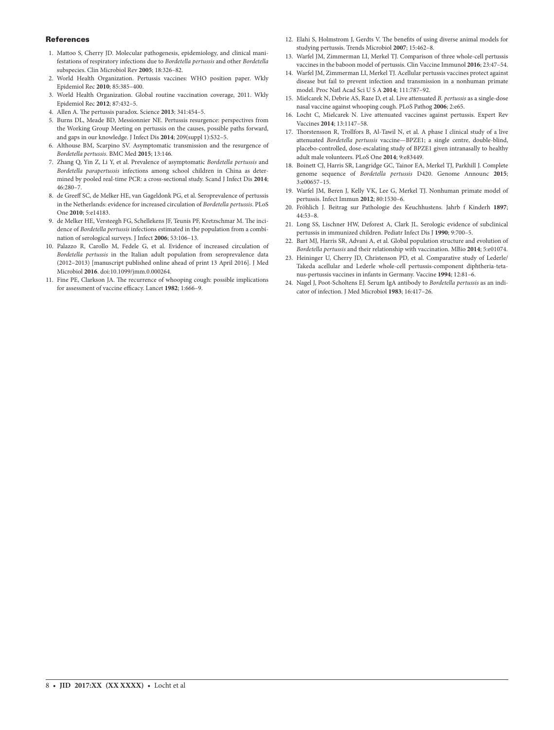## References

1. Mattoo S, Cherry JD. Molecular pathogenesis, epidemiology, and clinical manifestations of respiratory infections due to *Bordetella pertussis* and other *Bordetella* subspecies. Clin Microbiol Rev **2005**; 18:326–82.
2. World Health Organization. Pertussis vaccines: WHO position paper. Wkly Epidemiol Rec **2010**; 85:385–400.
3. World Health Organization. Global routine vaccination coverage, 2011. Wkly Epidemiol Rec **2012**; 87:432–5.
4. Allen A. The pertussis paradox. Science **2013**; 341:454–5.
5. Burns DL, Meade BD, Messionnier NE. Pertussis resurgence: perspectives from the Working Group Meeting on pertussis on the causes, possible paths forward, and gaps in our knowledge. J Infect Dis **2014**; 209(suppl 1):S32–5.
6. Althouse BM, Scarpino SV. Asymptomatic transmission and the resurgence of *Bordetella pertussis*. BMC Med **2015**; 13:146.
7. Zhang Q, Yin Z, Li Y, et al. Prevalence of asymptomatic *Bordetella pertussis* and *Bordetella parapertussis* infections among school children in China as determined by pooled real-time PCR: a cross-sectional study. Scand J Infect Dis **2014**; 46:280–7.
8. de Greeff SC, de Melker HE, van Gageldonk PG, et al. Seroprevalence of pertussis in the Netherlands: evidence for increased circulation of *Bordetella pertussis*. PLoS One **2010**; 5:e14183.
9. de Melker HE, Versteegh FG, Schellekens JF, Teunis PF, Kretzschmar M. The incidence of *Bordetella pertussis* infections estimated in the population from a combination of serological surveys. J Infect **2006**; 53:106–13.
10. Palazzo R, Carollo M, Fedele G, et al. Evidence of increased circulation of *Bordetella pertussis* in the Italian adult population from seroprevalence data (2012–2013) [manuscript published online ahead of print 13 April 2016]. J Med Microbiol **2016**. doi:10.1099/jmm.0.000264.
11. Fine PE, Clarkson JA. The recurrence of whooping cough: possible implications for assessment of vaccine efficacy. Lancet **1982**; 1:666–9.
12. Elahi S, Holmstrom J, Gerdts V. The benefits of using diverse animal models for studying pertussis. Trends Microbiol **2007**; 15:462–8.
13. Warfel JM, Zimmerman LI, Merkel TJ. Comparison of three whole-cell pertussis vaccines in the baboon model of pertussis. Clin Vaccine Immunol **2016**; 23:47–54.
14. Warfel JM, Zimmerman LI, Merkel TJ. Acellular pertussis vaccines protect against disease but fail to prevent infection and transmission in a nonhuman primate model. Proc Natl Acad Sci U S A **2014**; 111:787–92.
15. Mielcarek N, Debrie AS, Raze D, et al. Live attenuated *B. pertussis* as a single-dose nasal vaccine against whooping cough. PLoS Pathog **2006**; 2:e65.
16. Locht C, Mielcarek N. Live attenuated vaccines against pertussis. Expert Rev Vaccines **2014**; 13:1147–58.
17. Thorstensson R, Trollfors B, Al-Tawil N, et al. A phase I clinical study of a live attenuated *Bordetella pertussis* vaccine—BPZE1; a single centre, double-blind, placebo-controlled, dose-escalating study of BPZE1 given intranasally to healthy adult male volunteers. PLoS One **2014**; 9:e83449.
18. Boinett CJ, Harris SR, Langridge GC, Tainor EA, Merkel TJ, Parkhill J. Complete genome sequence of *Bordetella pertussis* D420. Genome Announc **2015**; 3:e00657–15.
19. Warfel JM, Beren J, Kelly VK, Lee G, Merkel TJ. Nonhuman primate model of pertussis. Infect Immun **2012**; 80:1530–6.
20. Fröhlich J. Beitrag sur Pathologie des Keuchhustens. Jahrb f Kinderh **1897**; 44:53–8.
21. Long SS, Lischner HW, Deforest A, Clark JL. Serologic evidence of subclinical pertussis in immunized children. Pediatr Infect Dis J **1990**; 9:700–5.
22. Bart MJ, Harris SR, Advani A, et al. Global population structure and evolution of *Bordetella pertussis* and their relationship with vaccination. MBio **2014**; 5:e01074.
23. Heininger U, Cherry JD, Christenson PD, et al. Comparative study of Lederle/Takeda acellular and Lederle whole-cell pertussis-component diphtheria-tetanus-pertussis vaccines in infants in Germany. Vaccine **1994**; 12:81–6.
24. Nagel J, Poot-Scholtens EJ. Serum IgA antibody to *Bordetella pertussis* as an indicator of infection. J Med Microbiol **1983**; 16:417–26.